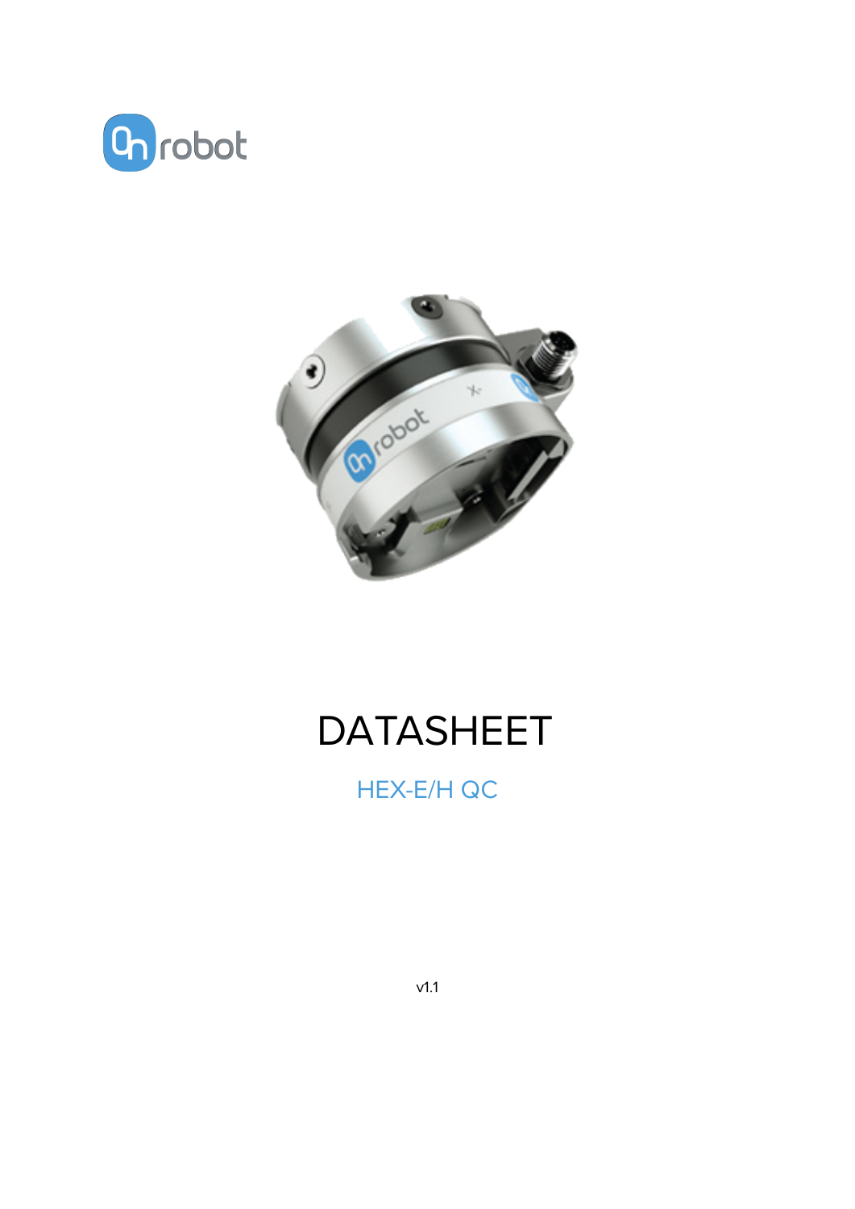# DATASHEET

## HEX-E/H QC

v1.1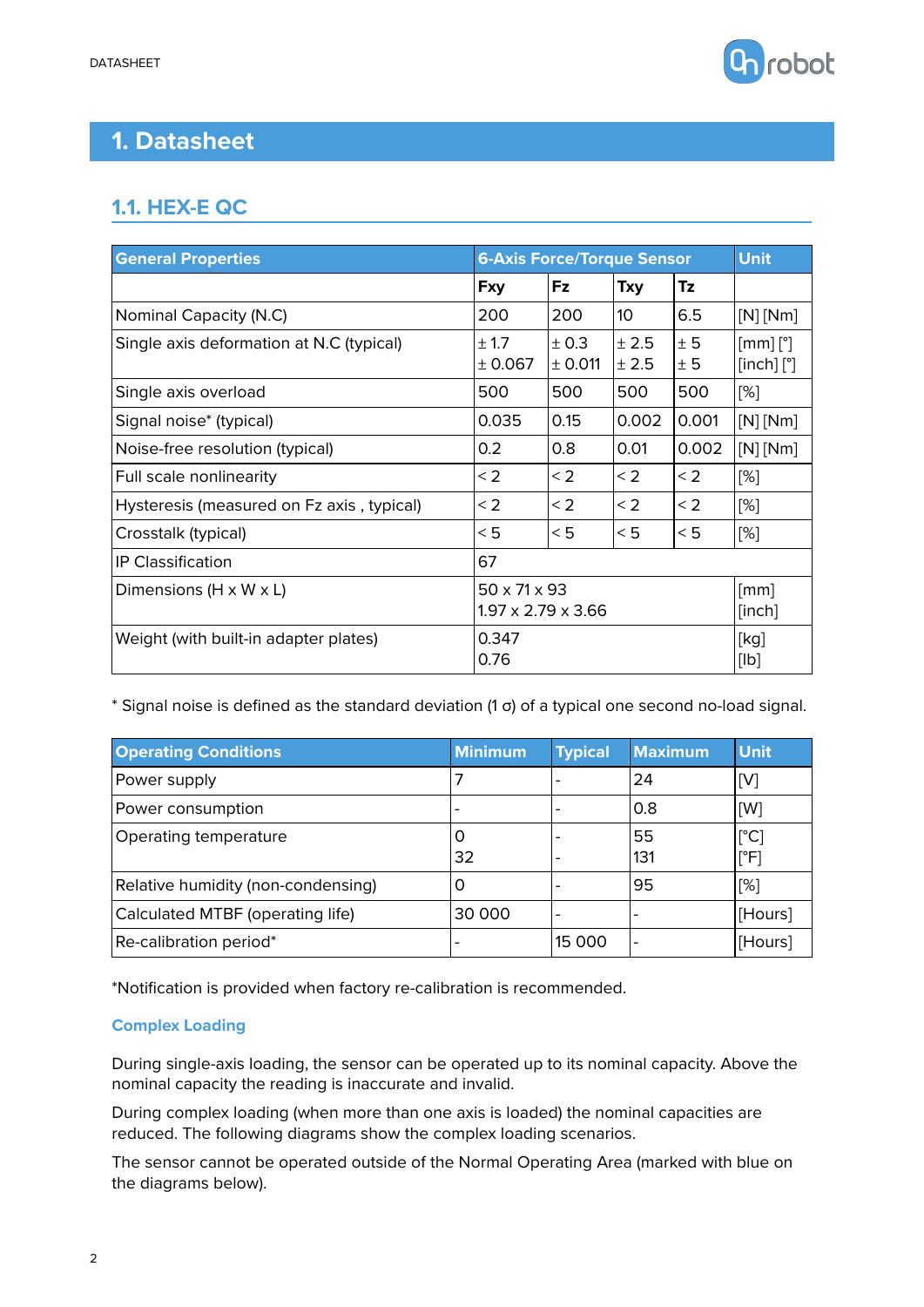# 1. Datasheet

## 1.1. HEX-E QC

| General Properties | 6-Axis Force/Torque Sensor | | | | Unit |
|---|---|---|---|---|---|
| | Fxy | Fz | Txy | Tz | |
| Nominal Capacity (N.C) | 200 | 200 | 10 | 6.5 | [N] [Nm] |
| Single axis deformation at N.C (typical) | ± 1.7<br>± 0.067 | ± 0.3<br>± 0.011 | ± 2.5<br>± 2.5 | ± 5<br>± 5 | [mm] [°]<br>[inch] [°] |
| Single axis overload | 500 | 500 | 500 | 500 | [%] |
| Signal noise* (typical) | 0.035 | 0.15 | 0.002 | 0.001 | [N] [Nm] |
| Noise-free resolution (typical) | 0.2 | 0.8 | 0.01 | 0.002 | [N] [Nm] |
| Full scale nonlinearity | < 2 | < 2 | < 2 | < 2 | [%] |
| Hysteresis (measured on Fz axis , typical) | < 2 | < 2 | < 2 | < 2 | [%] |
| Crosstalk (typical) | < 5 | < 5 | < 5 | < 5 | [%] |
| IP Classification | 67 | | | | |
| Dimensions (H x W x L) | 50 x 71 x 93<br>1.97 x 2.79 x 3.66 | | | | [mm]<br>[inch] |
| Weight (with built-in adapter plates) | 0.347<br>0.76 | | | | [kg]<br>[lb] |

* Signal noise is defined as the standard deviation (1 σ) of a typical one second no-load signal.

| Operating Conditions | Minimum | Typical | Maximum | Unit |
|---|---|---|---|---|
| Power supply | 7 | - | 24 | [V] |
| Power consumption | - | - | 0.8 | [W] |
| Operating temperature | 0<br>32 | -<br>- | 55<br>131 | [°C]<br>[°F] |
| Relative humidity (non-condensing) | 0 | - | 95 | [%] |
| Calculated MTBF (operating life) | 30 000 | - | - | [Hours] |
| Re-calibration period* | - | 15 000 | - | [Hours] |

*Notification is provided when factory re-calibration is recommended.

### Complex Loading

During single-axis loading, the sensor can be operated up to its nominal capacity. Above the nominal capacity the reading is inaccurate and invalid.

During complex loading (when more than one axis is loaded) the nominal capacities are reduced. The following diagrams show the complex loading scenarios.

The sensor cannot be operated outside of the Normal Operating Area (marked with blue on the diagrams below).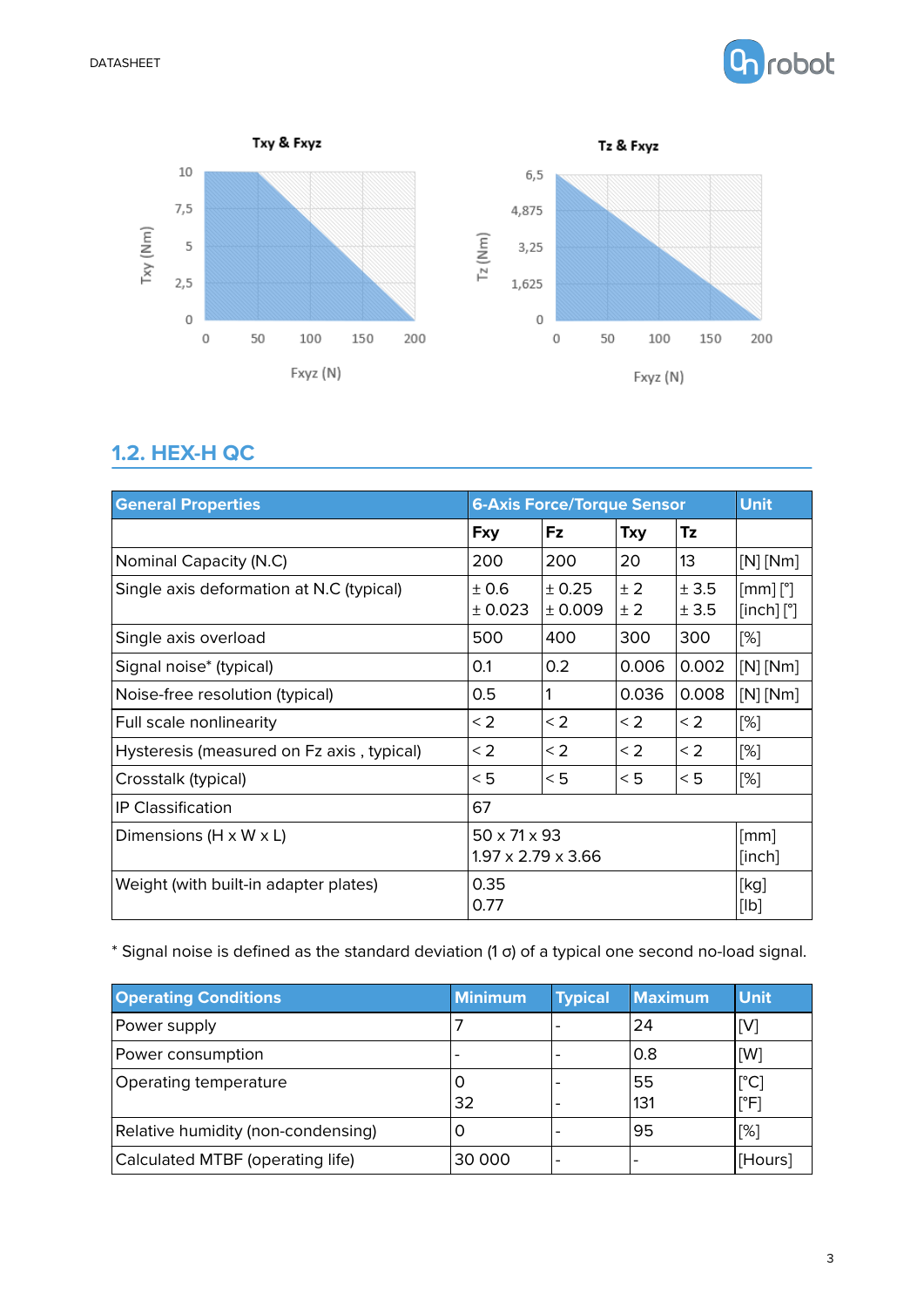## 1.2. HEX-H QC

| General Properties | 6-Axis Force/Torque Sensor | | | | Unit |
|---|---|---|---|---|---|
| | Fxy | Fz | Txy | Tz | |
| Nominal Capacity (N.C) | 200 | 200 | 20 | 13 | [N] [Nm] |
| Single axis deformation at N.C (typical) | ± 0.6<br>± 0.023 | ± 0.25<br>± 0.009 | ± 2<br>± 2 | ± 3.5<br>± 3.5 | [mm] [°]<br>[inch] [°] |
| Single axis overload | 500 | 400 | 300 | 300 | [%] |
| Signal noise* (typical) | 0.1 | 0.2 | 0.006 | 0.002 | [N] [Nm] |
| Noise-free resolution (typical) | 0.5 | 1 | 0.036 | 0.008 | [N] [Nm] |
| Full scale nonlinearity | < 2 | < 2 | < 2 | < 2 | [%] |
| Hysteresis (measured on Fz axis , typical) | < 2 | < 2 | < 2 | < 2 | [%] |
| Crosstalk (typical) | < 5 | < 5 | < 5 | < 5 | [%] |
| IP Classification | 67 | | | | |
| Dimensions (H x W x L) | 50 x 71 x 93<br>1.97 x 2.79 x 3.66 | | | | [mm]<br>[inch] |
| Weight (with built-in adapter plates) | 0.35<br>0.77 | | | | [kg]<br>[lb] |

* Signal noise is defined as the standard deviation (1 σ) of a typical one second no-load signal.

| Operating Conditions | Minimum | Typical | Maximum | Unit |
|---|---|---|---|---|
| Power supply | 7 | - | 24 | [V] |
| Power consumption | - | - | 0.8 | [W] |
| Operating temperature | 0<br>32 | -<br>- | 55<br>131 | [°C]<br>[°F] |
| Relative humidity (non-condensing) | 0 | - | 95 | [%] |
| Calculated MTBF (operating life) | 30 000 | - | - | [Hours] |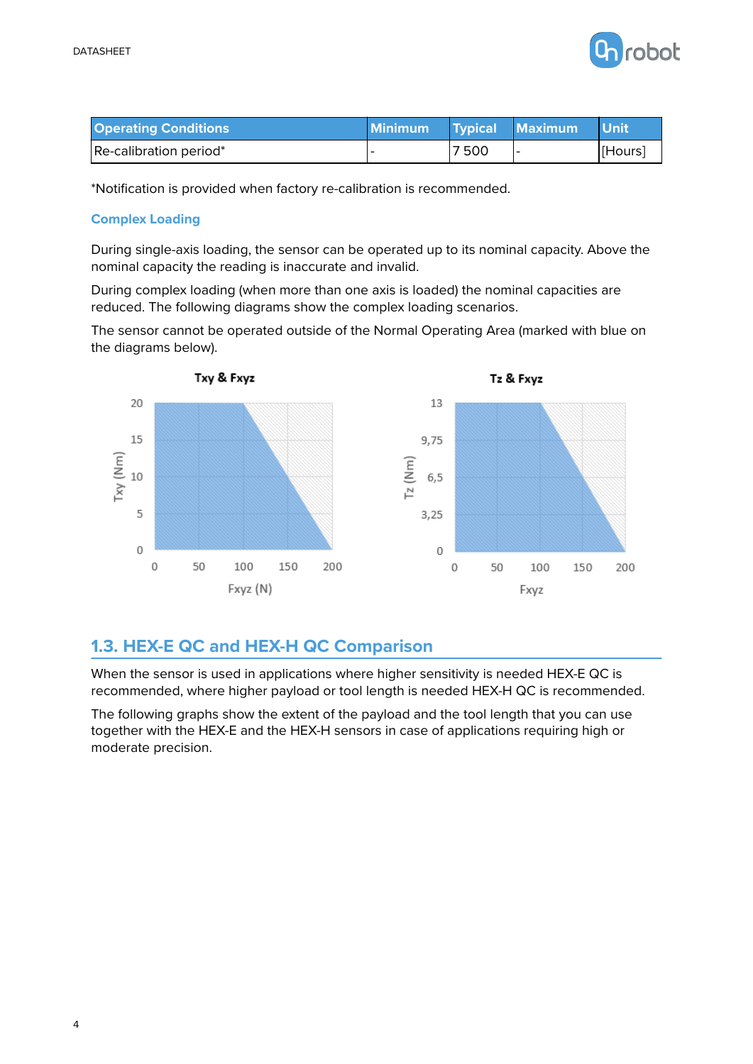| Operating Conditions | Minimum | Typical | Maximum | Unit |
| --- | --- | --- | --- | --- |
| Re-calibration period* | - | 7 500 | - | [Hours] |

*Notification is provided when factory re-calibration is recommended.

### Complex Loading

During single-axis loading, the sensor can be operated up to its nominal capacity. Above the nominal capacity the reading is inaccurate and invalid.

During complex loading (when more than one axis is loaded) the nominal capacities are reduced. The following diagrams show the complex loading scenarios.

The sensor cannot be operated outside of the Normal Operating Area (marked with blue on the diagrams below).

## 1.3. HEX-E QC and HEX-H QC Comparison

When the sensor is used in applications where higher sensitivity is needed HEX-E QC is recommended, where higher payload or tool length is needed HEX-H QC is recommended.

The following graphs show the extent of the payload and the tool length that you can use together with the HEX-E and the HEX-H sensors in case of applications requiring high or moderate precision.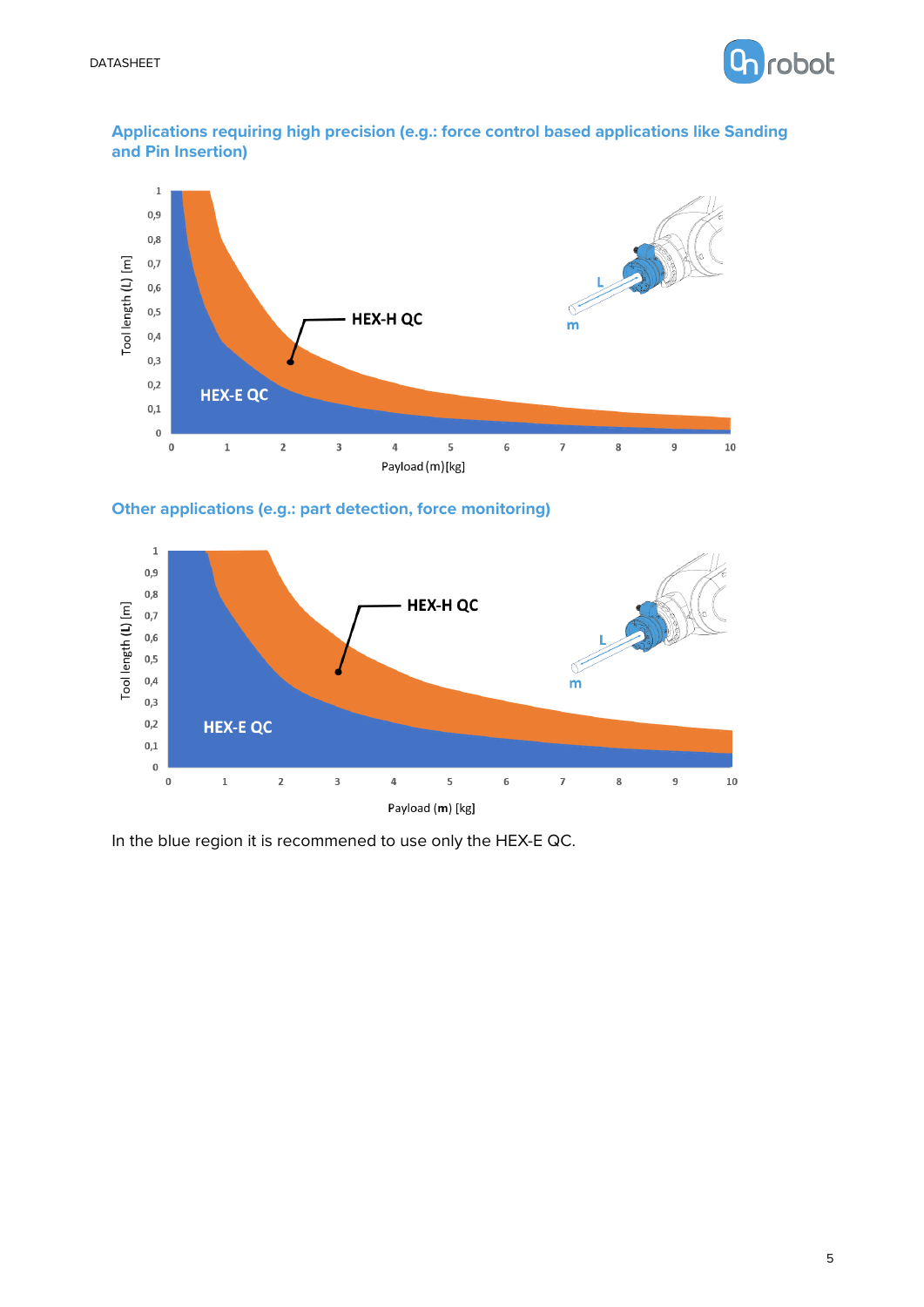### Applications requiring high precision (e.g.: force control based applications like Sanding and Pin Insertion)

### Other applications (e.g.: part detection, force monitoring)

In the blue region it is recommened to use only the HEX-E QC.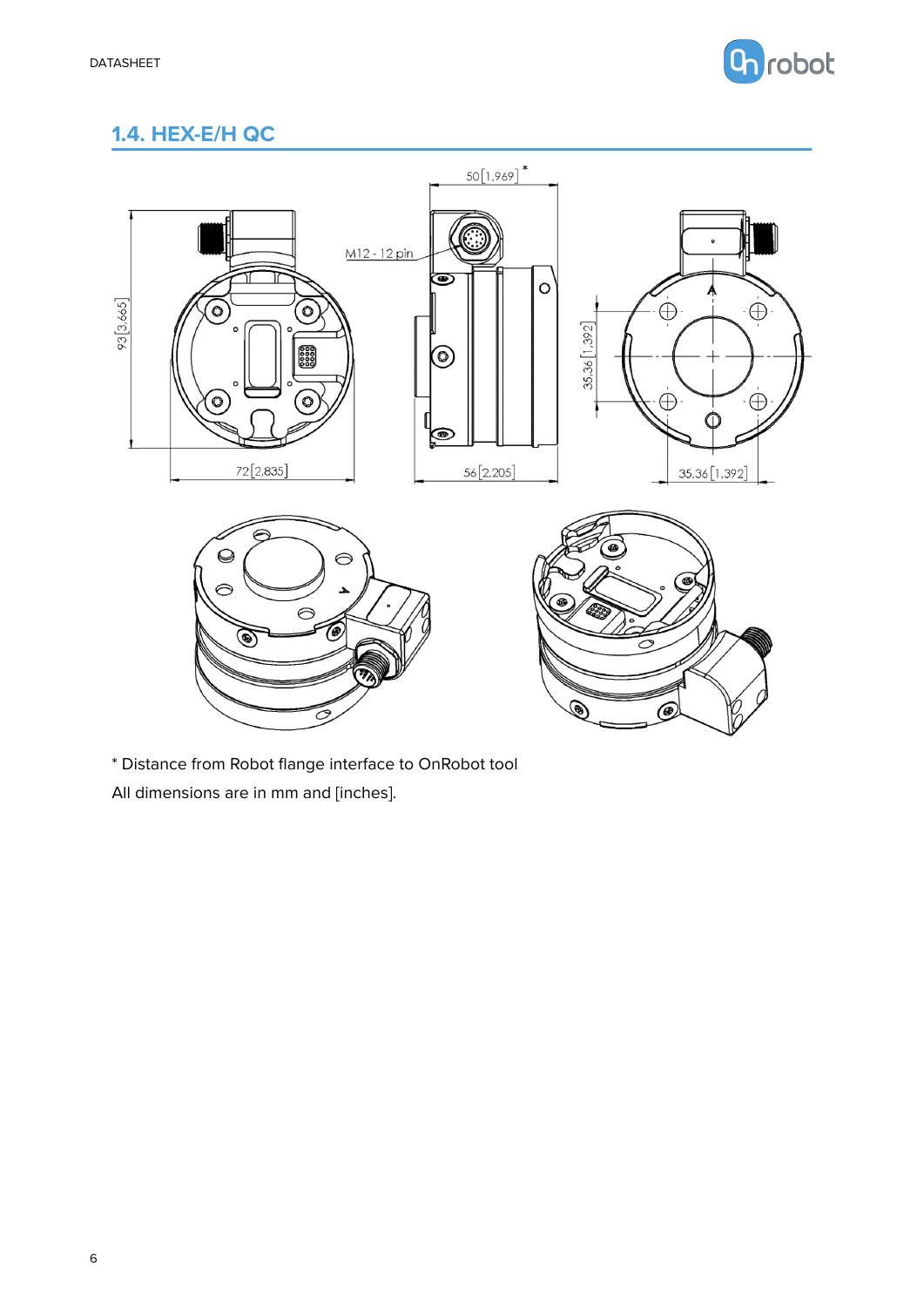## 1.4. HEX-E/H QC

50[1,969] *

M12 - 12 pin

93[3,665]

35,36[1,392]

72[2,835]

56[2,205]

35,36[1,392]

\* Distance from Robot flange interface to OnRobot tool

All dimensions are in mm and [inches].